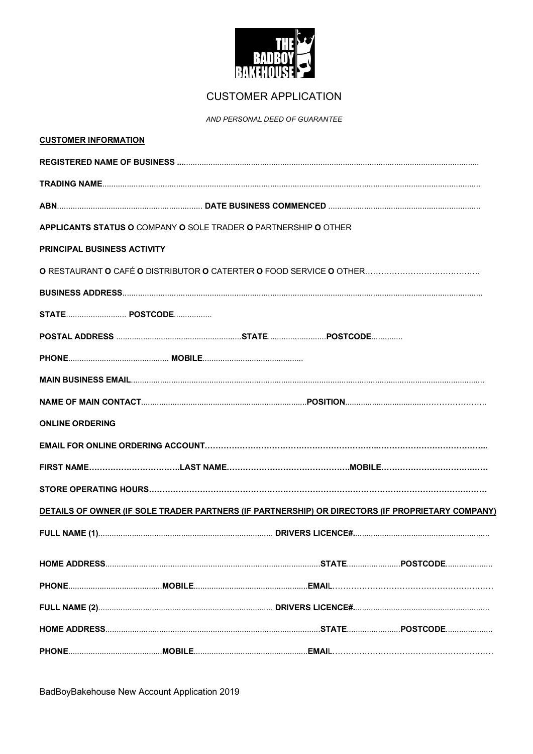# CUSTOMER APPLICATION

*AND PERSONAL DEED OF GUARANTEE*

**CUSTOMER INFORMATION**

**REGISTERED NAME OF BUSINESS ...**.....................................................................................................................................

**TRADING NAME**.......................................................................................................................................................

**ABN**................................................................. **DATE BUSINESS COMMENCED** ...................................................................

**APPLICANTS STATUS O** COMPANY **O** SOLE TRADER **O** PARTNERSHIP **O** OTHER

**PRINCIPAL BUSINESS ACTIVITY**

**O** RESTAURANT **O** CAFÉ **O** DISTRIBUTOR **O** CATERTER **O** FOOD SERVICE **O** OTHER…………………………………….

**BUSINESS ADDRESS**.................................................................................................................................................

**STATE**........................... **POSTCODE**.................

**POSTAL ADDRESS** ........................................................**STATE**..........................**POSTCODE**..............

**PHONE**............................................ **MOBILE**............................................

**MAIN BUSINESS EMAIL**...........................................................................................................................................

**NAME OF MAIN CONTACT**..........................................................................**POSITION**...................................……………..

**ONLINE ORDERING**

**EMAIL FOR ONLINE ORDERING ACCOUNT……………………………………………………..…………………………………..**

**FIRST NAME……………………………..LAST NAME………………………………………..MOBILE…………………………………**

**STORE OPERATING HOURS………………………………………………………………………………………………………**

**DETAILS OF OWNER (IF SOLE TRADER PARTNERS (IF PARTNERSHIP) OR DIRECTORS (IF PROPRIETARY COMPANY)**

**FULL NAME (1)**.............................................................................. **DRIVERS LICENCE#**............................................................

**HOME ADDRESS**................................................................................................**STATE**........................**POSTCODE**....................

**PHONE**..........................................**MOBILE**..................................................**EMAIL**……………………………………………………

**FULL NAME (2)**.............................................................................. **DRIVERS LICENCE#**............................................................

**HOME ADDRESS**................................................................................................**STATE**........................**POSTCODE**....................

**PHONE**..........................................**MOBILE**..................................................**EMAIL**……………………………………………………

BadBoyBakehouse New Account Application 2019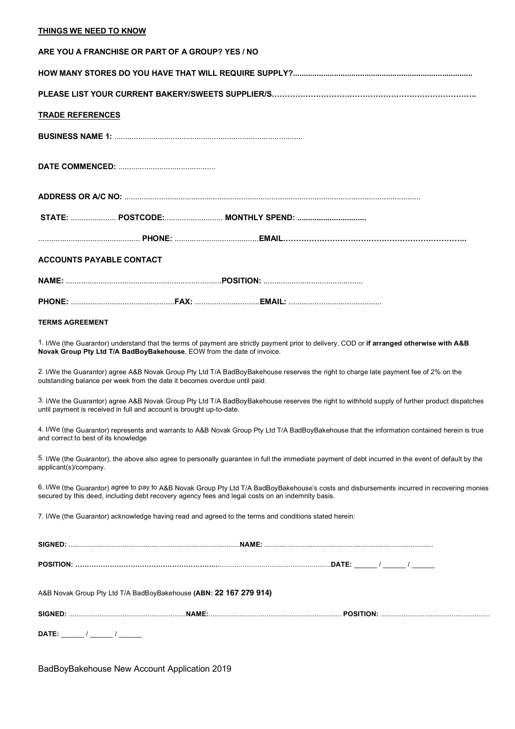**THINGS WE NEED TO KNOW**

**ARE YOU A FRANCHISE OR PART OF A GROUP? YES / NO**

**HOW MANY STORES DO YOU HAVE THAT WILL REQUIRE SUPPLY?..................................................................................**

**PLEASE LIST YOUR CURRENT BAKERY/SWEETS SUPPLIER/S……………………………………………………………………..**

**TRADE REFERENCES**

**BUSINESS NAME 1:** ......................................................................................

**DATE COMMENCED:** .............................................

**ADDRESS OR A/C NO:** .......................................................................................................................................

**STATE:** ..................... **POSTCODE:**........................... **MONTHLY SPEND: ................................**

.............................................. **PHONE:** .......................................**EMAIL……………………………………………………………..**

**ACCOUNTS PAYABLE CONTACT**

**NAME:** .......................................................................**POSITION:** .............................................

**PHONE:** ................................................**FAX:** ..............................**EMAIL:** ...........................................

**TERMS AGREEMENT**

1. I/We (the Guarantor) understand that the terms of payment are strictly payment prior to delivery, COD or **if arranged otherwise with A&B Novak Group Pty Ltd T/A BadBoyBakehouse**, EOW from the date of invoice.

2. I/We the Guarantor) agree A&B Novak Group Pty Ltd T/A BadBoyBakehouse reserves the right to charge late payment fee of 2% on the outstanding balance per week from the date it becomes overdue until paid.

3. I/We the Guarantor) agree A&B Novak Group Pty Ltd T/A BadBoyBakehouse reserves the right to withhold supply of further product dispatches until payment is received in full and account is brought up-to-date.

4. I/We (the Guarantor) represents and warrants to A&B Novak Group Pty Ltd T/A BadBoyBakehouse that the information contained herein is true and correct to best of its knowledge

5. I/We (the Guarantor), the above also agree to personally guarantee in full the immediate payment of debt incurred in the event of default by the applicant(s)/company.

6. I/We (the Guarantor) agree to pay to A&B Novak Group Pty Ltd T/A BadBoyBakehouse's costs and disbursements incurred in recovering monies secured by this deed, including debt recovery agency fees and legal costs on an indemnity basis.

7. I/We (the Guarantor) acknowledge having read and agreed to the terms and conditions stated herein:

**SIGNED:** .........................................................................................**NAME:** .......................................................................................

**POSITION: ……………………………………………………**............................................................**DATE:** ______ / ______ / ______

A&B Novak Group Pty Ltd T/A BadBoyBakehouse **(ABN: 22 167 279 914)**

**SIGNED:** .............................................................**NAME:**..................................................................... **POSITION:** .........................................................

**DATE:** ______ / ______ / ______

BadBoyBakehouse New Account Application 2019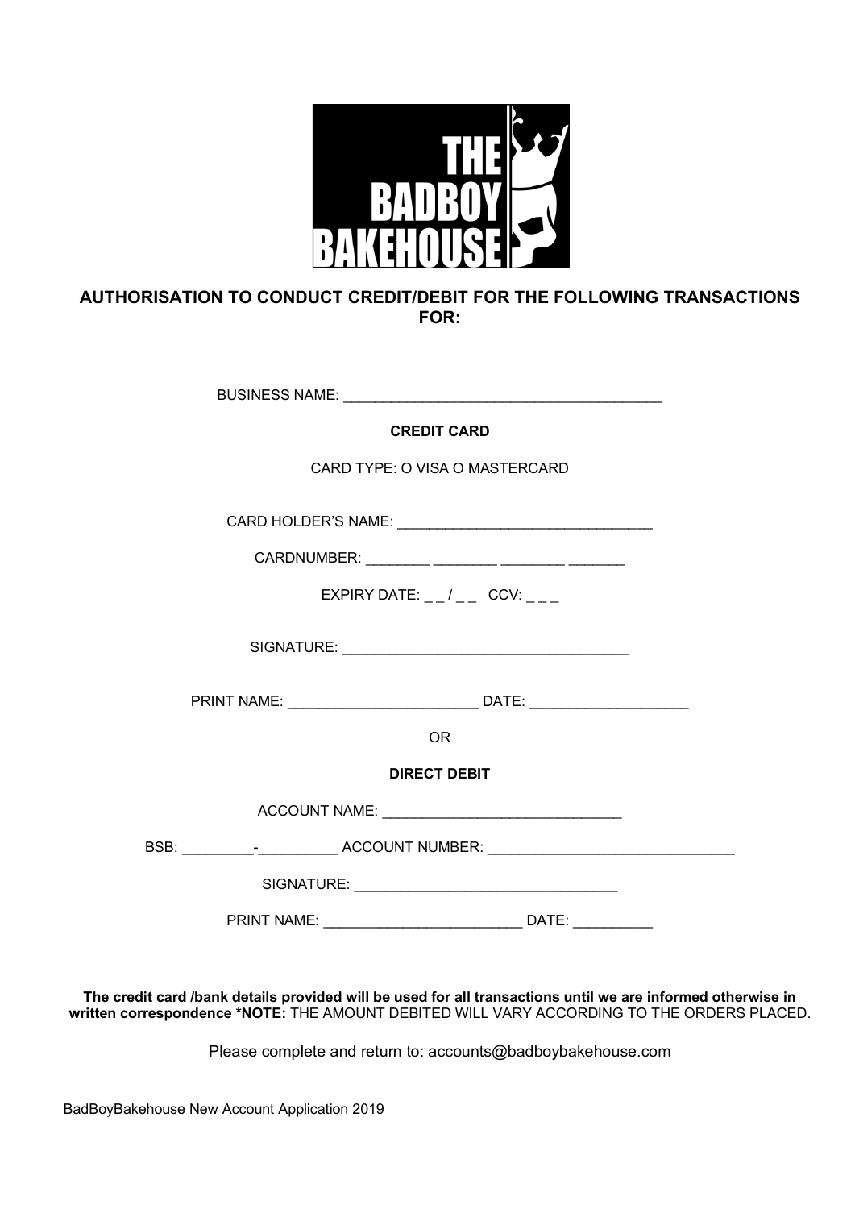THE BADBOY BAKEHOUSE

## AUTHORISATION TO CONDUCT CREDIT/DEBIT FOR THE FOLLOWING TRANSACTIONS FOR:

BUSINESS NAME: ________________________________________

**CREDIT CARD**

CARD TYPE: O VISA O MASTERCARD

CARD HOLDER'S NAME: ________________________________

CARDNUMBER: ________ ________ ________ _______

EXPIRY DATE: _ _ / _ _ CCV: _ _ _

SIGNATURE: ____________________________________

PRINT NAME: ________________________ DATE: ____________________

OR

**DIRECT DEBIT**

ACCOUNT NAME: ______________________________

BSB: _________-__________ ACCOUNT NUMBER: _______________________________

SIGNATURE: _________________________________

PRINT NAME: _________________________ DATE: __________

**The credit card /bank details provided will be used for all transactions until we are informed otherwise in written correspondence *NOTE:** THE AMOUNT DEBITED WILL VARY ACCORDING TO THE ORDERS PLACED.

Please complete and return to: accounts@badboybakehouse.com

BadBoyBakehouse New Account Application 2019